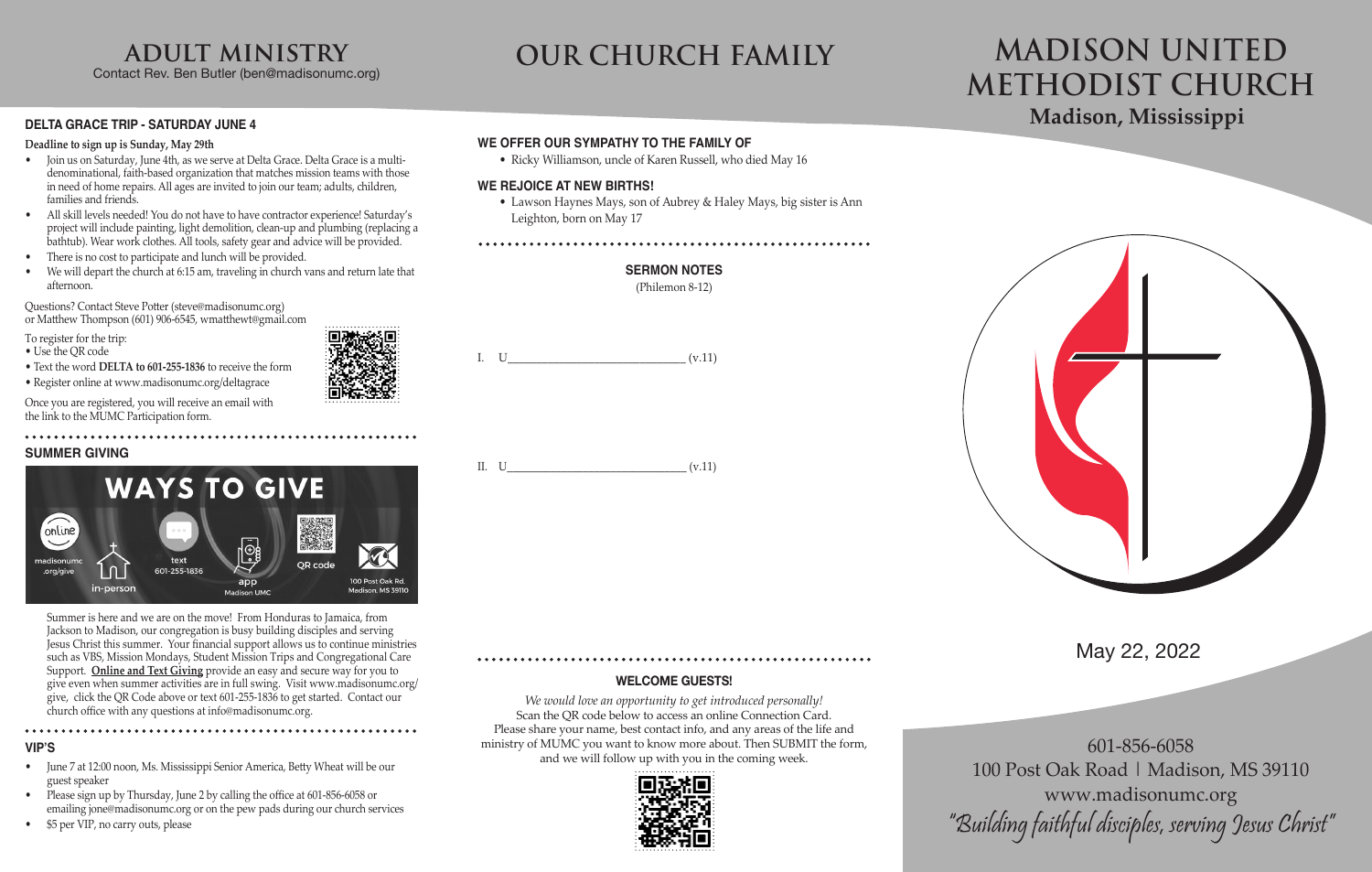# ADULT MINISTRY

Contact Rev. Ben Butler (ben@madisonumc.org)

## DELTA GRACE TRIP - SATURDAY JUNE 4

**Deadline to sign up is Sunday, May 29th**

- Join us on Saturday, June 4th, as we serve at Delta Grace. Delta Grace is a multi-denominational, faith-based organization that matches mission teams with those in need of home repairs. All ages are invited to join our team; adults, children, families and friends.
- All skill levels needed! You do not have to have contractor experience! Saturday's project will include painting, light demolition, clean-up and plumbing (replacing a bathtub). Wear work clothes. All tools, safety gear and advice will be provided.
- There is no cost to participate and lunch will be provided.
- We will depart the church at 6:15 am, traveling in church vans and return late that afternoon.

Questions? Contact Steve Potter (steve@madisonumc.org) or Matthew Thompson (601) 906-6545, wmatthewt@gmail.com

To register for the trip:
- Use the QR code
- Text the word **DELTA to 601-255-1836** to receive the form
- Register online at www.madisonumc.org/deltagrace

Once you are registered, you will receive an email with the link to the MUMC Participation form.

## SUMMER GIVING

WAYS TO GIVE: online (madisonumc.org/give) | in-person | text 601-255-1836 | app (Madison UMC) | QR code | 100 Post Oak Rd. Madison, MS 39110

Summer is here and we are on the move! From Honduras to Jamaica, from Jackson to Madison, our congregation is busy building disciples and serving Jesus Christ this summer. Your financial support allows us to continue ministries such as VBS, Mission Mondays, Student Mission Trips and Congregational Care Support. **Online and Text Giving** provide an easy and secure way for you to give even when summer activities are in full swing. Visit www.madisonumc.org/give, click the QR Code above or text 601-255-1836 to get started. Contact our church office with any questions at info@madisonumc.org.

## VIP'S

- June 7 at 12:00 noon, Ms. Mississippi Senior America, Betty Wheat will be our guest speaker
- Please sign up by Thursday, June 2 by calling the office at 601-856-6058 or emailing jone@madisonumc.org or on the pew pads during our church services
- $5 per VIP, no carry outs, please

# OUR CHURCH FAMILY

## WE OFFER OUR SYMPATHY TO THE FAMILY OF

- Ricky Williamson, uncle of Karen Russell, who died May 16

## WE REJOICE AT NEW BIRTHS!

- Lawson Haynes Mays, son of Aubrey & Haley Mays, big sister is Ann Leighton, born on May 17

## SERMON NOTES

(Philemon 8-12)

I. U______________________________ (v.11)

II. U______________________________ (v.11)

## WELCOME GUESTS!

*We would love an opportunity to get introduced personally!*
Scan the QR code below to access an online Connection Card. Please share your name, best contact info, and any areas of the life and ministry of MUMC you want to know more about. Then SUBMIT the form, and we will follow up with you in the coming week.

# MADISON UNITED METHODIST CHURCH

**Madison, Mississippi**

May 22, 2022

601-856-6058
100 Post Oak Road | Madison, MS 39110
www.madisonumc.org

*"Building faithful disciples, serving Jesus Christ"*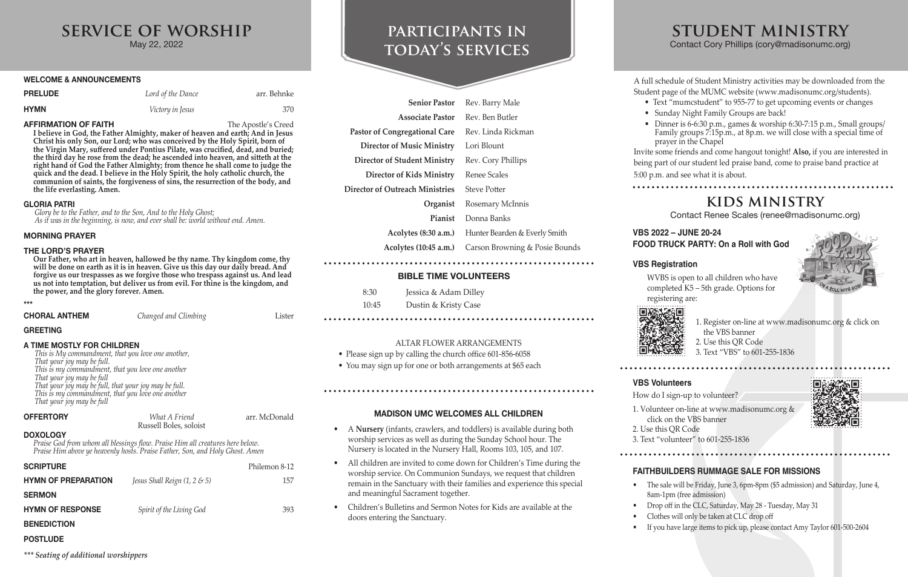# SERVICE OF WORSHIP

May 22, 2022

**WELCOME & ANNOUNCEMENTS**

| | | |
|---|---|---|
| **PRELUDE** | *Lord of the Dance* | arr. Behnke |
| **HYMN** | *Victory in Jesus* | 370 |

**AFFIRMATION OF FAITH** — The Apostle's Creed

**I believe in God, the Father Almighty, maker of heaven and earth; And in Jesus Christ his only Son, our Lord; who was conceived by the Holy Spirit, born of the Virgin Mary, suffered under Pontius Pilate, was crucified, dead, and buried; the third day he rose from the dead; he ascended into heaven, and sitteth at the right hand of God the Father Almighty; from thence he shall come to judge the quick and the dead. I believe in the Holy Spirit, the holy catholic church, the communion of saints, the forgiveness of sins, the resurrection of the body, and the life everlasting. Amen.**

**GLORIA PATRI**

*Glory be to the Father, and to the Son, And to the Holy Ghost;*
*As it was in the beginning, is now, and ever shall be: world without end. Amen.*

**MORNING PRAYER**

**THE LORD'S PRAYER**

**Our Father, who art in heaven, hallowed be thy name. Thy kingdom come, thy will be done on earth as it is in heaven. Give us this day our daily bread. And forgive us our trespasses as we forgive those who trespass against us. And lead us not into temptation, but deliver us from evil. For thine is the kingdom, and the power, and the glory forever. Amen.**

***

| | | |
|---|---|---|
| **CHORAL ANTHEM** | *Changed and Climbing* | Lister |

**GREETING**

**A TIME MOSTLY FOR CHILDREN**

*This is My commandment, that you love one another,*
*That your joy may be full.*
*This is my commandment, that you love one another*
*That your joy may be full*
*That your joy may be full, that your joy may be full.*
*This is my commandment, that you love one another*
*That your joy may be full*

| | | |
|---|---|---|
| **OFFERTORY** | *What A Friend*<br>Russell Boles, soloist | arr. McDonald |

**DOXOLOGY**

*Praise God from whom all blessings flow. Praise Him all creatures here below.*
*Praise Him above ye heavenly hosts. Praise Father, Son, and Holy Ghost. Amen*

| | | |
|---|---|---|
| **SCRIPTURE** | | Philemon 8-12 |
| **HYMN OF PREPARATION** | *Jesus Shall Reign (1, 2 & 5)* | 157 |
| **SERMON** | | |
| **HYMN OF RESPONSE** | *Spirit of the Living God* | 393 |
| **BENEDICTION** | | |
| **POSTLUDE** | | |

****** Seating of additional worshippers***

# PARTICIPANTS IN TODAY'S SERVICES

| | |
|---|---|
| **Senior Pastor** | Rev. Barry Male |
| **Associate Pastor** | Rev. Ben Butler |
| **Pastor of Congregational Care** | Rev. Linda Rickman |
| **Director of Music Ministry** | Lori Blount |
| **Director of Student Ministry** | Rev. Cory Phillips |
| **Director of Kids Ministry** | Renee Scales |
| **Director of Outreach Ministries** | Steve Potter |
| **Organist** | Rosemary McInnis |
| **Pianist** | Donna Banks |
| **Acolytes (8:30 a.m.)** | Hunter Bearden & Everly Smith |
| **Acolytes (10:45 a.m.)** | Carson Browning & Posie Bounds |

## BIBLE TIME VOLUNTEERS

| | |
|---|---|
| 8:30 | Jessica & Adam Dilley |
| 10:45 | Dustin & Kristy Case |

ALTAR FLOWER ARRANGEMENTS

- Please sign up by calling the church office 601-856-6058
- You may sign up for one or both arrangements at $65 each

## MADISON UMC WELCOMES ALL CHILDREN

- A **Nursery** (infants, crawlers, and toddlers) is available during both worship services as well as during the Sunday School hour. The Nursery is located in the Nursery Hall, Rooms 103, 105, and 107.
- All children are invited to come down for Children's Time during the worship service. On Communion Sundays, we request that children remain in the Sanctuary with their families and experience this special and meaningful Sacrament together.
- Children's Bulletins and Sermon Notes for Kids are available at the doors entering the Sanctuary.

# STUDENT MINISTRY

Contact Cory Phillips (cory@madisonumc.org)

A full schedule of Student Ministry activities may be downloaded from the Student page of the MUMC website (www.madisonumc.org/students).

- Text "mumcstudent" to 955-77 to get upcoming events or changes
- Sunday Night Family Groups are back!
- Dinner is 6-6:30 p.m., games & worship 6:30-7:15 p.m., Small groups/ Family groups 7:15p.m., at 8p.m. we will close with a special time of prayer in the Chapel

Invite some friends and come hangout tonight! **Also,** if you are interested in being part of our student led praise band, come to praise band practice at 5:00 p.m. and see what it is about.

# KIDS MINISTRY

Contact Renee Scales (renee@madisonumc.org)

**VBS 2022 – JUNE 20-24**
**FOOD TRUCK PARTY: On a Roll with God**

### VBS Registration

WVBS is open to all children who have completed K5 – 5th grade. Options for registering are:

1. Register on-line at www.madisonumc.org & click on the VBS banner
2. Use this QR Code
3. Text "VBS" to 601-255-1836

### VBS Volunteers

How do I sign-up to volunteer?

1. Volunteer on-line at www.madisonumc.org & click on the VBS banner
2. Use this QR Code
3. Text "volunteer" to 601-255-1836

### FAITHBUILDERS RUMMAGE SALE FOR MISSIONS

- The sale will be Friday, June 3, 6pm-8pm ($5 admission) and Saturday, June 4, 8am-1pm (free admission)
- Drop off in the CLC, Saturday, May 28 - Tuesday, May 31
- Clothes will only be taken at CLC drop off
- If you have large items to pick up, please contact Amy Taylor 601-500-2604